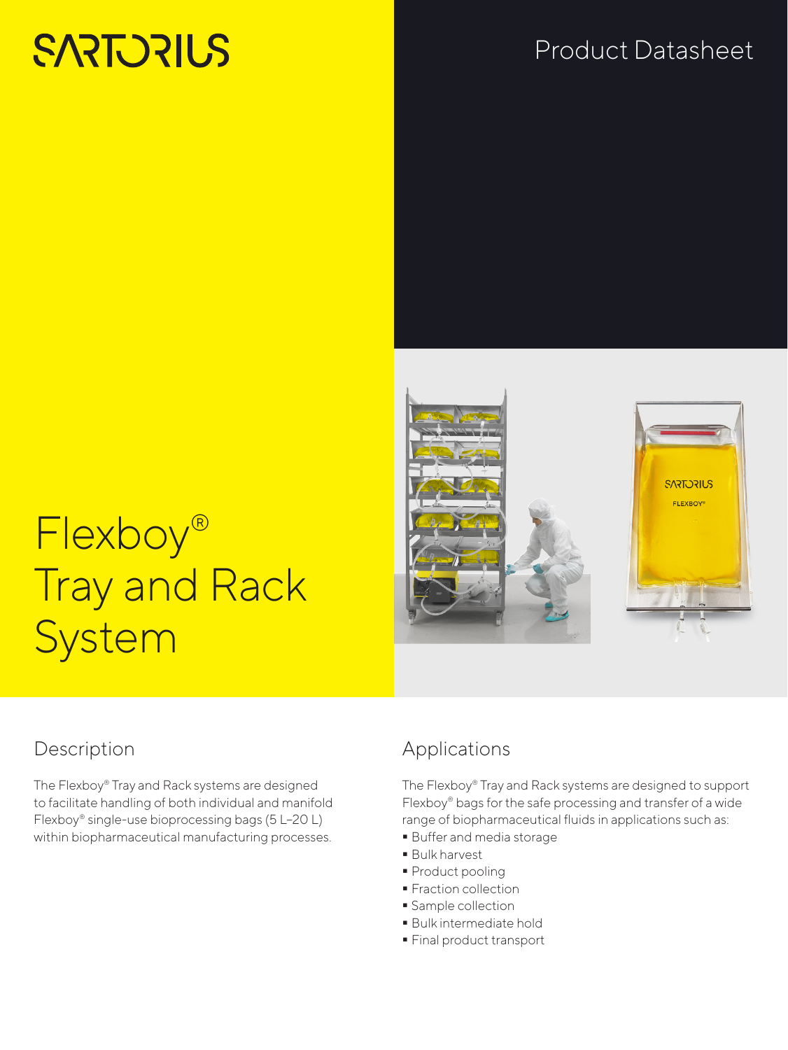SARTORIUS

Product Datasheet

# Flexboy® Tray and Rack System

## Description

The Flexboy® Tray and Rack systems are designed to facilitate handling of both individual and manifold Flexboy® single-use bioprocessing bags (5 L–20 L) within biopharmaceutical manufacturing processes.

## Applications

The Flexboy® Tray and Rack systems are designed to support Flexboy® bags for the safe processing and transfer of a wide range of biopharmaceutical fluids in applications such as:

- Buffer and media storage
- Bulk harvest
- Product pooling
- Fraction collection
- Sample collection
- Bulk intermediate hold
- Final product transport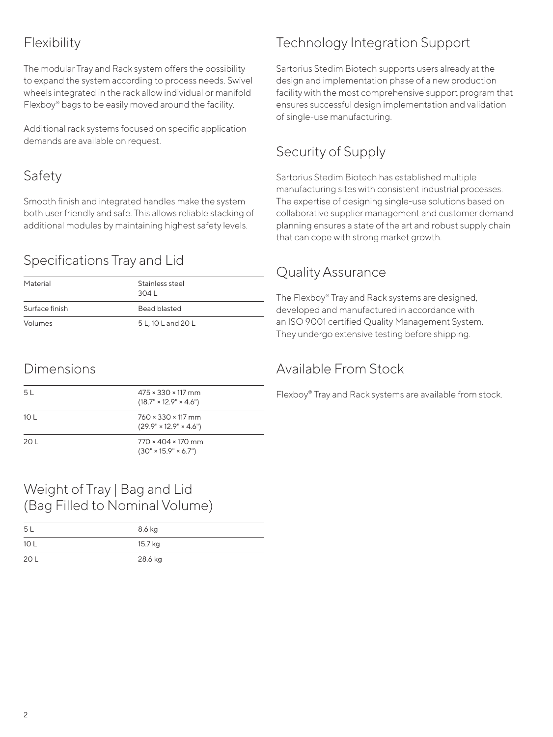## Flexibility

The modular Tray and Rack system offers the possibility to expand the system according to process needs. Swivel wheels integrated in the rack allow individual or manifold Flexboy® bags to be easily moved around the facility.

Additional rack systems focused on specific application demands are available on request.

## Safety

Smooth finish and integrated handles make the system both user friendly and safe. This allows reliable stacking of additional modules by maintaining highest safety levels.

## Specifications Tray and Lid

| | |
|---|---|
| Material | Stainless steel 304 L |
| Surface finish | Bead blasted |
| Volumes | 5 L, 10 L and 20 L |

## Dimensions

| | |
|---|---|
| 5 L | 475 × 330 × 117 mm (18.7" × 12.9" × 4.6") |
| 10 L | 760 × 330 × 117 mm (29.9" × 12.9" × 4.6") |
| 20 L | 770 × 404 × 170 mm (30" × 15.9" × 6.7") |

## Weight of Tray | Bag and Lid (Bag Filled to Nominal Volume)

| | |
|---|---|
| 5 L | 8.6 kg |
| 10 L | 15.7 kg |
| 20 L | 28.6 kg |

## Technology Integration Support

Sartorius Stedim Biotech supports users already at the design and implementation phase of a new production facility with the most comprehensive support program that ensures successful design implementation and validation of single-use manufacturing.

## Security of Supply

Sartorius Stedim Biotech has established multiple manufacturing sites with consistent industrial processes. The expertise of designing single-use solutions based on collaborative supplier management and customer demand planning ensures a state of the art and robust supply chain that can cope with strong market growth.

## Quality Assurance

The Flexboy® Tray and Rack systems are designed, developed and manufactured in accordance with an ISO 9001 certified Quality Management System. They undergo extensive testing before shipping.

## Available From Stock

Flexboy® Tray and Rack systems are available from stock.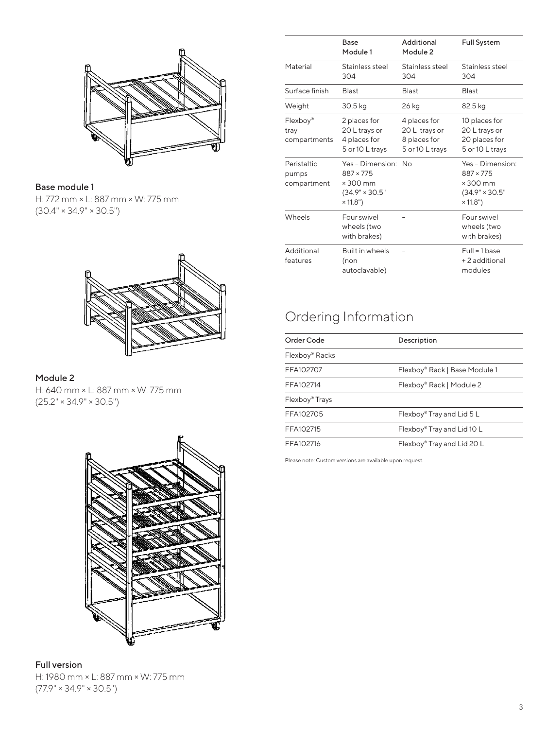### Base module 1

H: 772 mm × L: 887 mm × W: 775 mm
(30.4" × 34.9" × 30.5")

### Module 2

H: 640 mm × L: 887 mm × W: 775 mm
(25.2" × 34.9" × 30.5")

### Full version

H: 1980 mm × L: 887 mm × W: 775 mm
(77.9" × 34.9" × 30.5")

| | Base Module 1 | Additional Module 2 | Full System |
|---|---|---|---|
| Material | Stainless steel 304 | Stainless steel 304 | Stainless steel 304 |
| Surface finish | Blast | Blast | Blast |
| Weight | 30.5 kg | 26 kg | 82.5 kg |
| Flexboy® tray compartments | 2 places for 20 L trays or 4 places for 5 or 10 L trays | 4 places for 20 L trays or 8 places for 5 or 10 L trays | 10 places for 20 L trays or 20 places for 5 or 10 L trays |
| Peristaltic pumps compartment | Yes – Dimension: 887 × 775 × 300 mm (34.9" × 30.5" × 11.8") | No | Yes – Dimension: 887 × 775 × 300 mm (34.9" × 30.5" × 11.8") |
| Wheels | Four swivel wheels (two with brakes) | – | Four swivel wheels (two with brakes) |
| Additional features | Built in wheels (non autoclavable) | – | Full = 1 base + 2 additional modules |

# Ordering Information

| Order Code | Description |
|---|---|
| Flexboy® Racks | |
| FFA102707 | Flexboy® Rack \| Base Module 1 |
| FFA102714 | Flexboy® Rack \| Module 2 |
| Flexboy® Trays | |
| FFA102705 | Flexboy® Tray and Lid 5 L |
| FFA102715 | Flexboy® Tray and Lid 10 L |
| FFA102716 | Flexboy® Tray and Lid 20 L |

Please note: Custom versions are available upon request.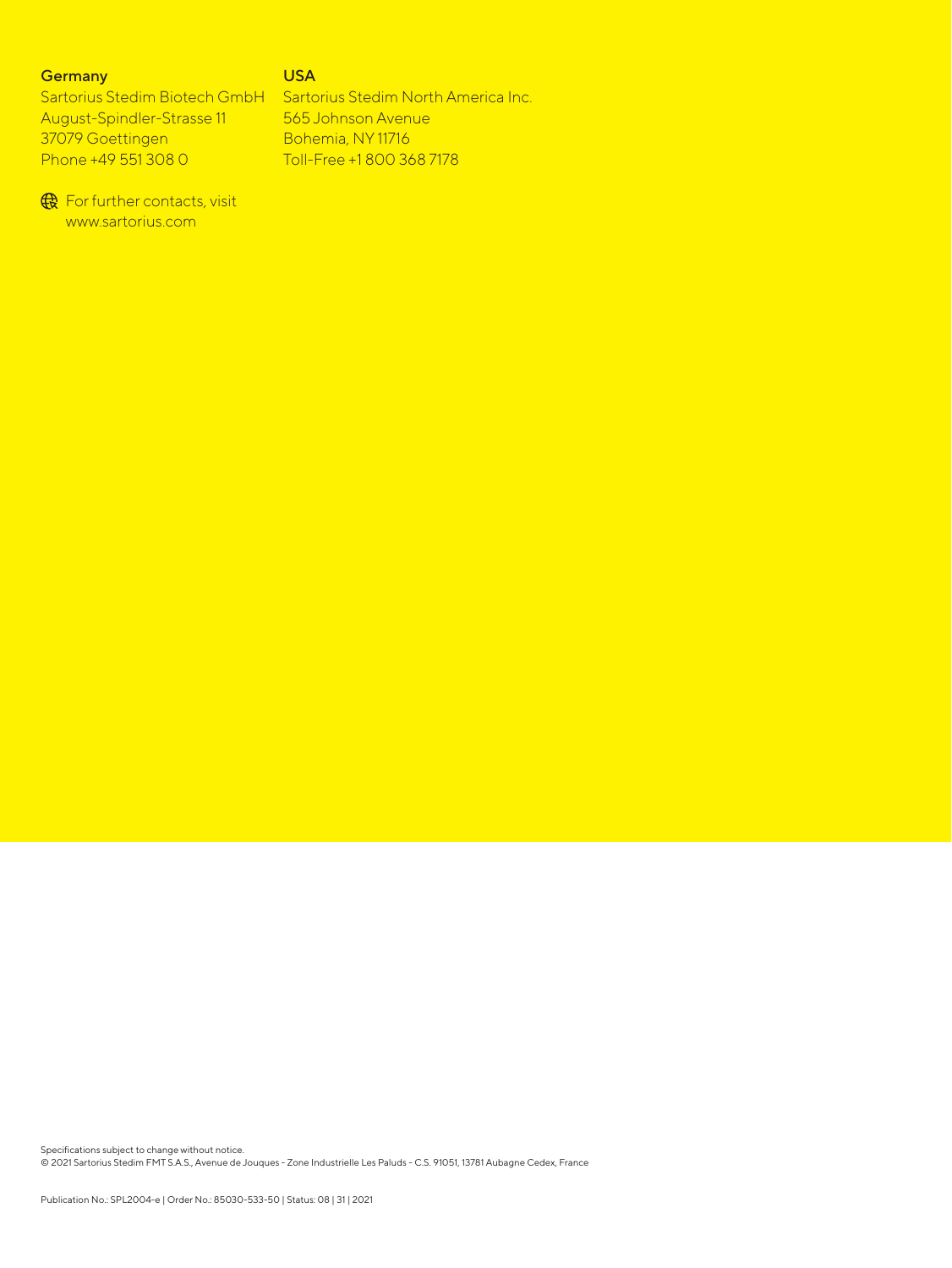**Germany**

Sartorius Stedim Biotech GmbH
August-Spindler-Strasse 11
37079 Goettingen
Phone +49 551 308 0

**USA**

Sartorius Stedim North America Inc.
565 Johnson Avenue
Bohemia, NY 11716
Toll-Free +1 800 368 7178

For further contacts, visit
www.sartorius.com

Specifications subject to change without notice.
© 2021 Sartorius Stedim FMT S.A.S., Avenue de Jouques - Zone Industrielle Les Paluds - C.S. 91051, 13781 Aubagne Cedex, France

Publication No.: SPL2004-e | Order No.: 85030-533-50 | Status: 08 | 31 | 2021